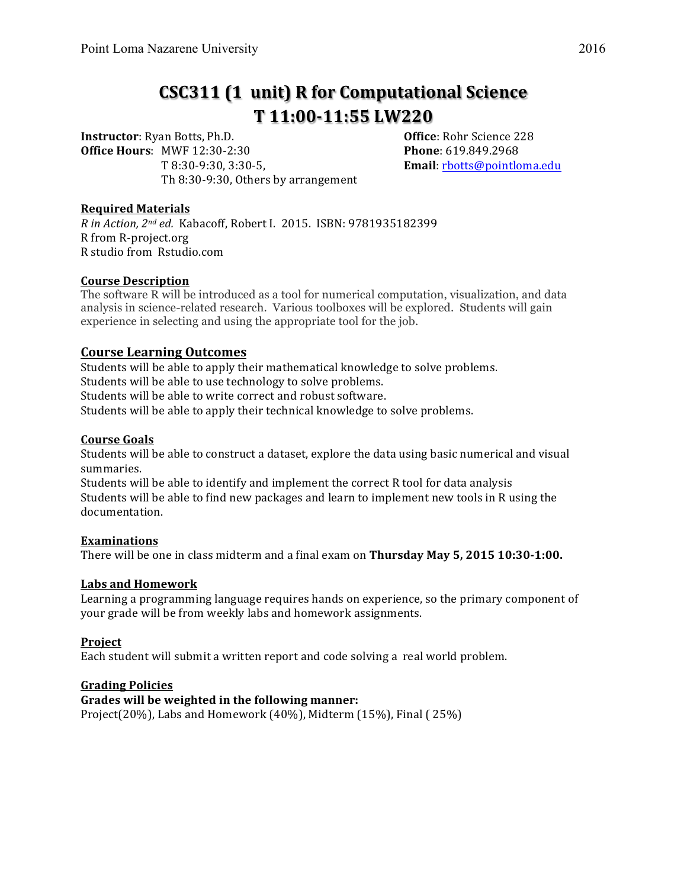# CSC311 (1 unit) R for Computational Science
# T 11:00-11:55 LW220

**Instructor**: Ryan Botts, Ph.D.
**Office Hours**: MWF 12:30-2:30
T 8:30-9:30, 3:30-5,
Th 8:30-9:30, Others by arrangement

**Office**: Rohr Science 228
**Phone**: 619.849.2968
**Email**: rbotts@pointloma.edu

## Required Materials

*R in Action, 2nd ed.* Kabacoff, Robert I. 2015. ISBN: 9781935182399
R from R-project.org
R studio from Rstudio.com

## Course Description

The software R will be introduced as a tool for numerical computation, visualization, and data analysis in science-related research. Various toolboxes will be explored. Students will gain experience in selecting and using the appropriate tool for the job.

## Course Learning Outcomes

Students will be able to apply their mathematical knowledge to solve problems.
Students will be able to use technology to solve problems.
Students will be able to write correct and robust software.
Students will be able to apply their technical knowledge to solve problems.

## Course Goals

Students will be able to construct a dataset, explore the data using basic numerical and visual summaries.
Students will be able to identify and implement the correct R tool for data analysis
Students will be able to find new packages and learn to implement new tools in R using the documentation.

## Examinations

There will be one in class midterm and a final exam on **Thursday May 5, 2015 10:30-1:00.**

## Labs and Homework

Learning a programming language requires hands on experience, so the primary component of your grade will be from weekly labs and homework assignments.

## Project

Each student will submit a written report and code solving a real world problem.

## Grading Policies

**Grades will be weighted in the following manner:**
Project(20%), Labs and Homework (40%), Midterm (15%), Final ( 25%)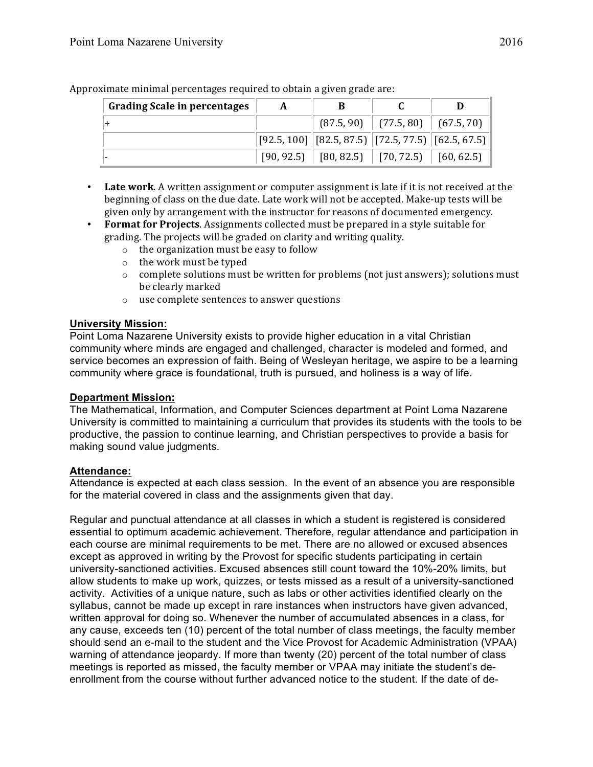Approximate minimal percentages required to obtain a given grade are:

| Grading Scale in percentages | A | B | C | D |
|---|---|---|---|---|
| + | | (87.5, 90) | (77.5, 80) | (67.5, 70) |
| | [92.5, 100] | [82.5, 87.5) | [72.5, 77.5) | [62.5, 67.5) |
| - | [90, 92.5) | [80, 82.5) | [70, 72.5) | [60, 62.5) |

- **Late work**. A written assignment or computer assignment is late if it is not received at the beginning of class on the due date. Late work will not be accepted. Make-up tests will be given only by arrangement with the instructor for reasons of documented emergency.
- **Format for Projects**. Assignments collected must be prepared in a style suitable for grading. The projects will be graded on clarity and writing quality.
  - the organization must be easy to follow
  - the work must be typed
  - complete solutions must be written for problems (not just answers); solutions must be clearly marked
  - use complete sentences to answer questions

**University Mission:**

Point Loma Nazarene University exists to provide higher education in a vital Christian community where minds are engaged and challenged, character is modeled and formed, and service becomes an expression of faith. Being of Wesleyan heritage, we aspire to be a learning community where grace is foundational, truth is pursued, and holiness is a way of life.

**Department Mission:**

The Mathematical, Information, and Computer Sciences department at Point Loma Nazarene University is committed to maintaining a curriculum that provides its students with the tools to be productive, the passion to continue learning, and Christian perspectives to provide a basis for making sound value judgments.

**Attendance:**

Attendance is expected at each class session. In the event of an absence you are responsible for the material covered in class and the assignments given that day.

Regular and punctual attendance at all classes in which a student is registered is considered essential to optimum academic achievement. Therefore, regular attendance and participation in each course are minimal requirements to be met. There are no allowed or excused absences except as approved in writing by the Provost for specific students participating in certain university-sanctioned activities. Excused absences still count toward the 10%-20% limits, but allow students to make up work, quizzes, or tests missed as a result of a university-sanctioned activity. Activities of a unique nature, such as labs or other activities identified clearly on the syllabus, cannot be made up except in rare instances when instructors have given advanced, written approval for doing so. Whenever the number of accumulated absences in a class, for any cause, exceeds ten (10) percent of the total number of class meetings, the faculty member should send an e-mail to the student and the Vice Provost for Academic Administration (VPAA) warning of attendance jeopardy. If more than twenty (20) percent of the total number of class meetings is reported as missed, the faculty member or VPAA may initiate the student's de-enrollment from the course without further advanced notice to the student. If the date of de-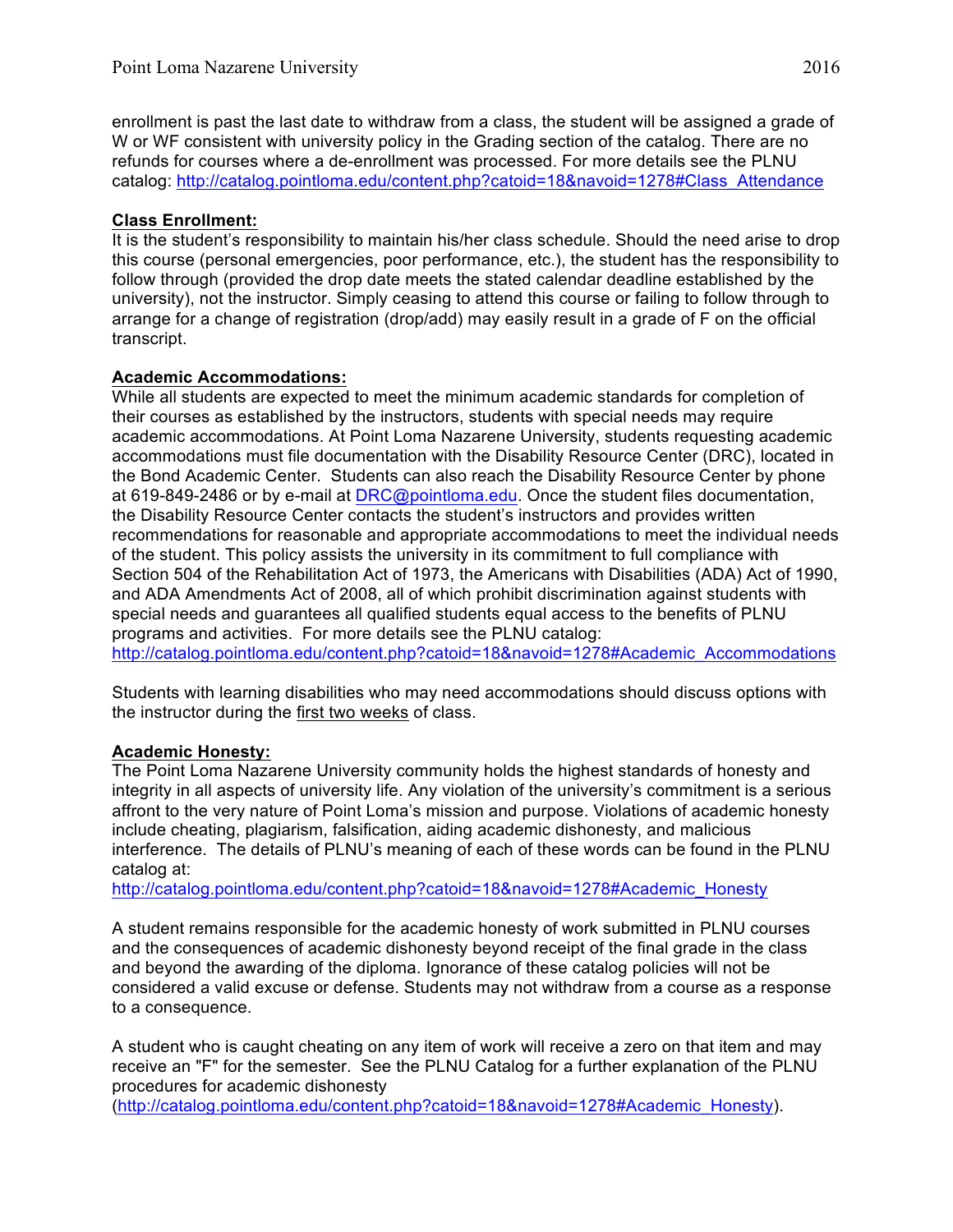enrollment is past the last date to withdraw from a class, the student will be assigned a grade of W or WF consistent with university policy in the Grading section of the catalog. There are no refunds for courses where a de-enrollment was processed. For more details see the PLNU catalog: http://catalog.pointloma.edu/content.php?catoid=18&navoid=1278#Class_Attendance

**Class Enrollment:**
It is the student's responsibility to maintain his/her class schedule. Should the need arise to drop this course (personal emergencies, poor performance, etc.), the student has the responsibility to follow through (provided the drop date meets the stated calendar deadline established by the university), not the instructor. Simply ceasing to attend this course or failing to follow through to arrange for a change of registration (drop/add) may easily result in a grade of F on the official transcript.

**Academic Accommodations:**
While all students are expected to meet the minimum academic standards for completion of their courses as established by the instructors, students with special needs may require academic accommodations. At Point Loma Nazarene University, students requesting academic accommodations must file documentation with the Disability Resource Center (DRC), located in the Bond Academic Center. Students can also reach the Disability Resource Center by phone at 619-849-2486 or by e-mail at DRC@pointloma.edu. Once the student files documentation, the Disability Resource Center contacts the student's instructors and provides written recommendations for reasonable and appropriate accommodations to meet the individual needs of the student. This policy assists the university in its commitment to full compliance with Section 504 of the Rehabilitation Act of 1973, the Americans with Disabilities (ADA) Act of 1990, and ADA Amendments Act of 2008, all of which prohibit discrimination against students with special needs and guarantees all qualified students equal access to the benefits of PLNU programs and activities. For more details see the PLNU catalog: http://catalog.pointloma.edu/content.php?catoid=18&navoid=1278#Academic_Accommodations

Students with learning disabilities who may need accommodations should discuss options with the instructor during the first two weeks of class.

**Academic Honesty:**
The Point Loma Nazarene University community holds the highest standards of honesty and integrity in all aspects of university life. Any violation of the university's commitment is a serious affront to the very nature of Point Loma's mission and purpose. Violations of academic honesty include cheating, plagiarism, falsification, aiding academic dishonesty, and malicious interference. The details of PLNU's meaning of each of these words can be found in the PLNU catalog at:
http://catalog.pointloma.edu/content.php?catoid=18&navoid=1278#Academic_Honesty

A student remains responsible for the academic honesty of work submitted in PLNU courses and the consequences of academic dishonesty beyond receipt of the final grade in the class and beyond the awarding of the diploma. Ignorance of these catalog policies will not be considered a valid excuse or defense. Students may not withdraw from a course as a response to a consequence.

A student who is caught cheating on any item of work will receive a zero on that item and may receive an "F" for the semester. See the PLNU Catalog for a further explanation of the PLNU procedures for academic dishonesty (http://catalog.pointloma.edu/content.php?catoid=18&navoid=1278#Academic_Honesty).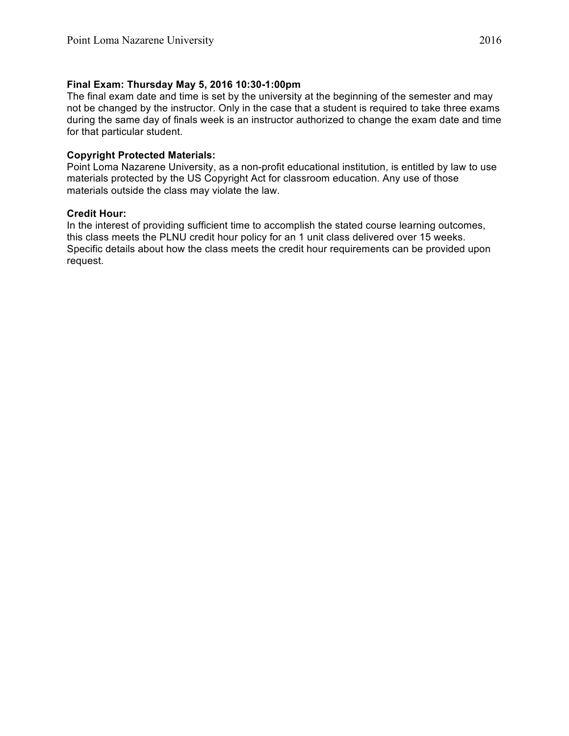**Final Exam: Thursday May 5, 2016 10:30-1:00pm**
The final exam date and time is set by the university at the beginning of the semester and may not be changed by the instructor. Only in the case that a student is required to take three exams during the same day of finals week is an instructor authorized to change the exam date and time for that particular student.

**Copyright Protected Materials:**
Point Loma Nazarene University, as a non-profit educational institution, is entitled by law to use materials protected by the US Copyright Act for classroom education. Any use of those materials outside the class may violate the law.

**Credit Hour:**
In the interest of providing sufficient time to accomplish the stated course learning outcomes, this class meets the PLNU credit hour policy for an 1 unit class delivered over 15 weeks. Specific details about how the class meets the credit hour requirements can be provided upon request.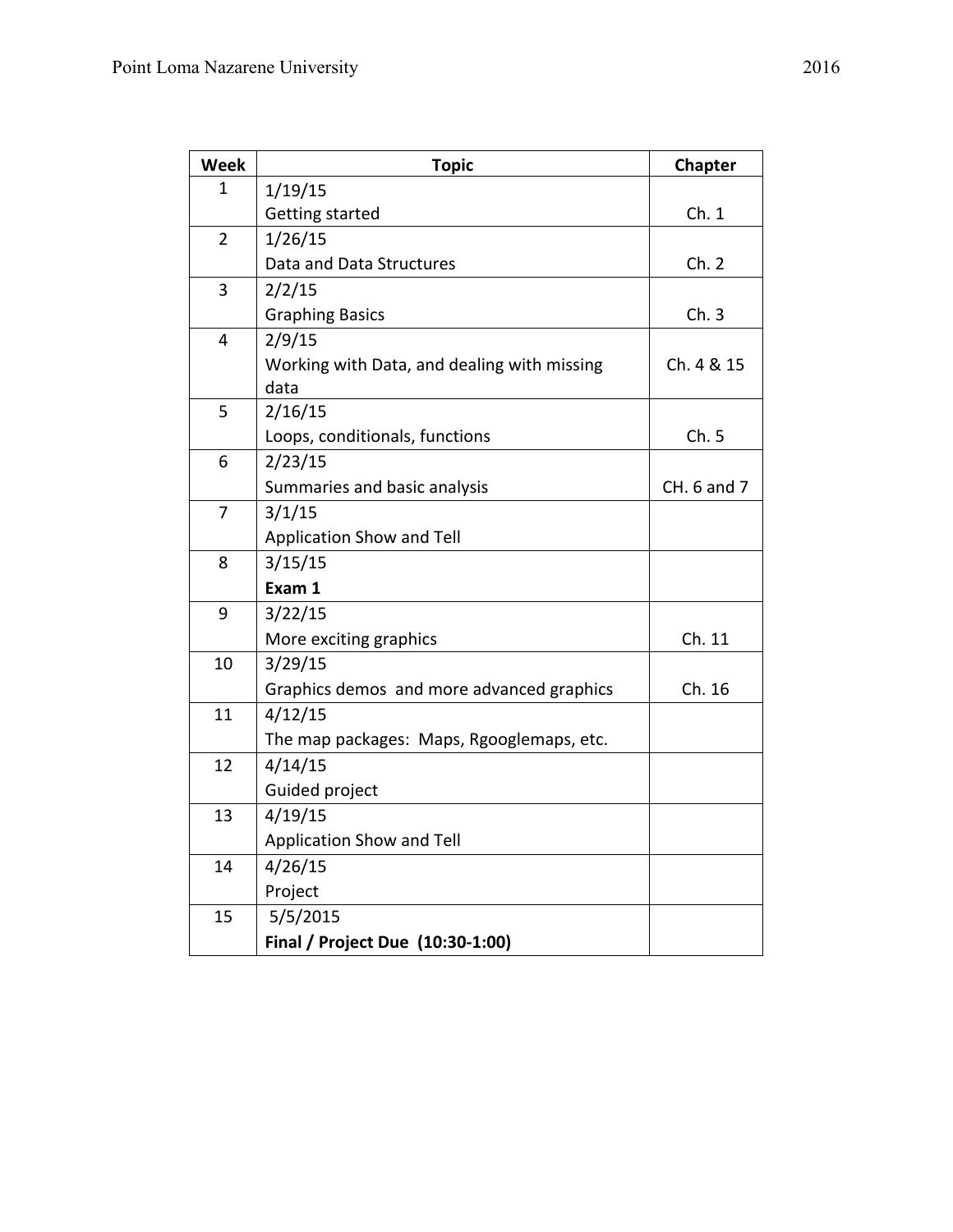| Week | Topic | Chapter |
|---|---|---|
| 1 | 1/19/15<br>Getting started | Ch. 1 |
| 2 | 1/26/15<br>Data and Data Structures | Ch. 2 |
| 3 | 2/2/15<br>Graphing Basics | Ch. 3 |
| 4 | 2/9/15<br>Working with Data, and dealing with missing data | Ch. 4 & 15 |
| 5 | 2/16/15<br>Loops, conditionals, functions | Ch. 5 |
| 6 | 2/23/15<br>Summaries and basic analysis | CH. 6 and 7 |
| 7 | 3/1/15<br>Application Show and Tell | |
| 8 | 3/15/15<br>**Exam 1** | |
| 9 | 3/22/15<br>More exciting graphics | Ch. 11 |
| 10 | 3/29/15<br>Graphics demos and more advanced graphics | Ch. 16 |
| 11 | 4/12/15<br>The map packages: Maps, Rgooglemaps, etc. | |
| 12 | 4/14/15<br>Guided project | |
| 13 | 4/19/15<br>Application Show and Tell | |
| 14 | 4/26/15<br>Project | |
| 15 | 5/5/2015<br>**Final / Project Due (10:30-1:00)** | |